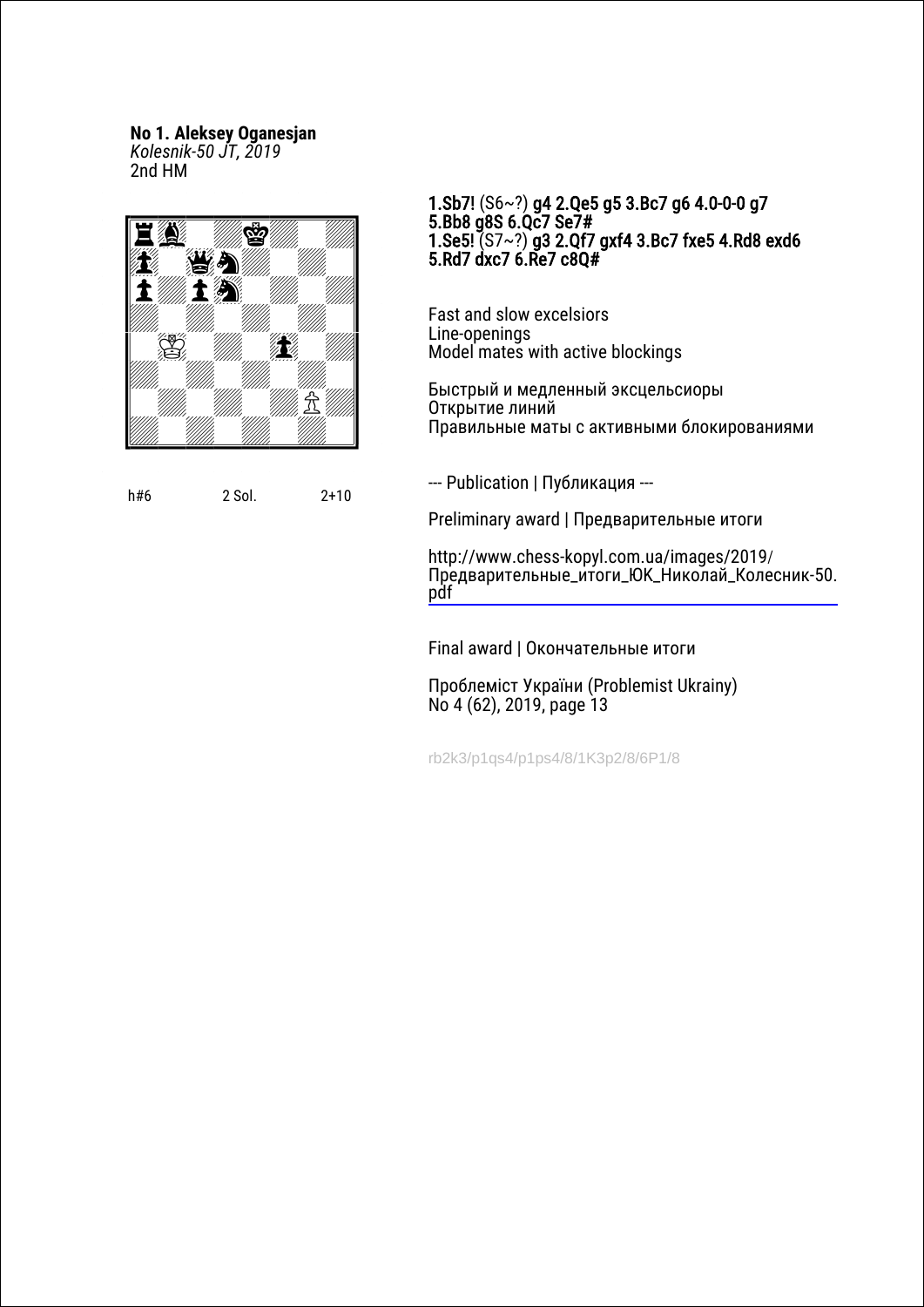**No 1. Aleksey Oganesjan**
*Kolesnik-50 JT, 2019*
2nd HM

h#6 2 Sol. 2+10

**1.Sb7!** (S6~?) **g4 2.Qe5 g5 3.Bc7 g6 4.0-0-0 g7 5.Bb8 g8S 6.Qc7 Se7#**
**1.Se5!** (S7~?) **g3 2.Qf7 gxf4 3.Bc7 fxe5 4.Rd8 exd6 5.Rd7 dxc7 6.Re7 c8Q#**

Fast and slow excelsiors
Line-openings
Model mates with active blockings

Быстрый и медленный эксцельсиоры
Открытие линий
Правильные маты с активными блокированиями

--- Publication | Публикация ---

Preliminary award | Предварительные итоги

http://www.chess-kopyl.com.ua/images/2019/Предварительные_итоги_ЮК_Николай_Колесник-50.pdf

Final award | Окончательные итоги

Проблеміст України (Problemist Ukrainy)
No 4 (62), 2019, page 13

rb2k3/p1qs4/p1ps4/8/1K3p2/8/6P1/8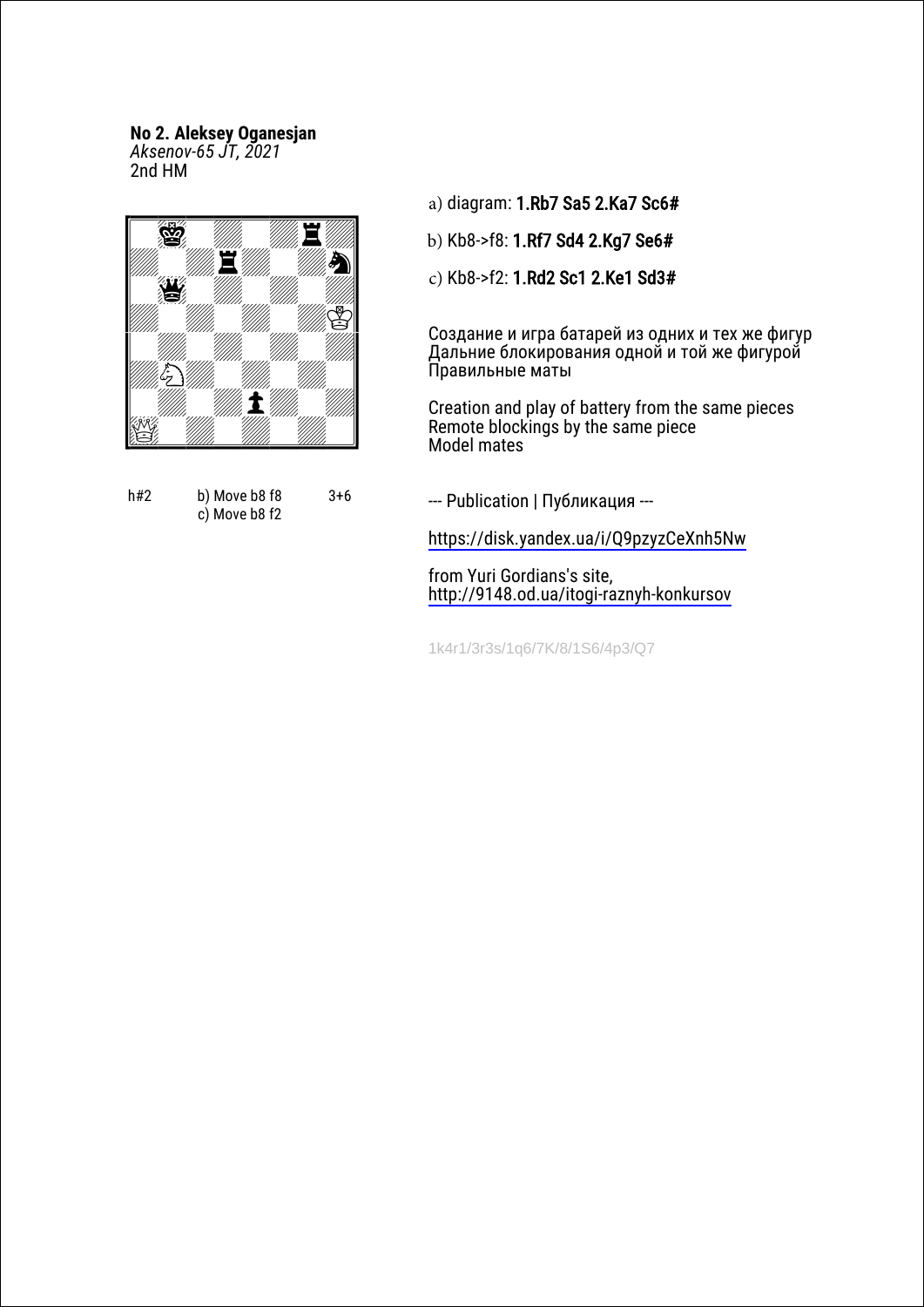**No 2. Aleksey Oganesjan**
*Aksenov-65 JT, 2021*
2nd HM

h#2 b) Move b8 f8 c) Move b8 f2 3+6

a) diagram: **1.Rb7 Sa5 2.Ka7 Sc6#**

b) Kb8->f8: **1.Rf7 Sd4 2.Kg7 Se6#**

c) Kb8->f2: **1.Rd2 Sc1 2.Ke1 Sd3#**

Создание и игра батарей из одних и тех же фигур
Дальние блокирования одной и той же фигурой
Правильные маты

Creation and play of battery from the same pieces
Remote blockings by the same piece
Model mates

--- Publication | Публикация ---

https://disk.yandex.ua/i/Q9pzyzCeXnh5Nw

from Yuri Gordians's site,
http://9148.od.ua/itogi-raznyh-konkursov

1k4r1/3r3s/1q6/7K/8/1S6/4p3/Q7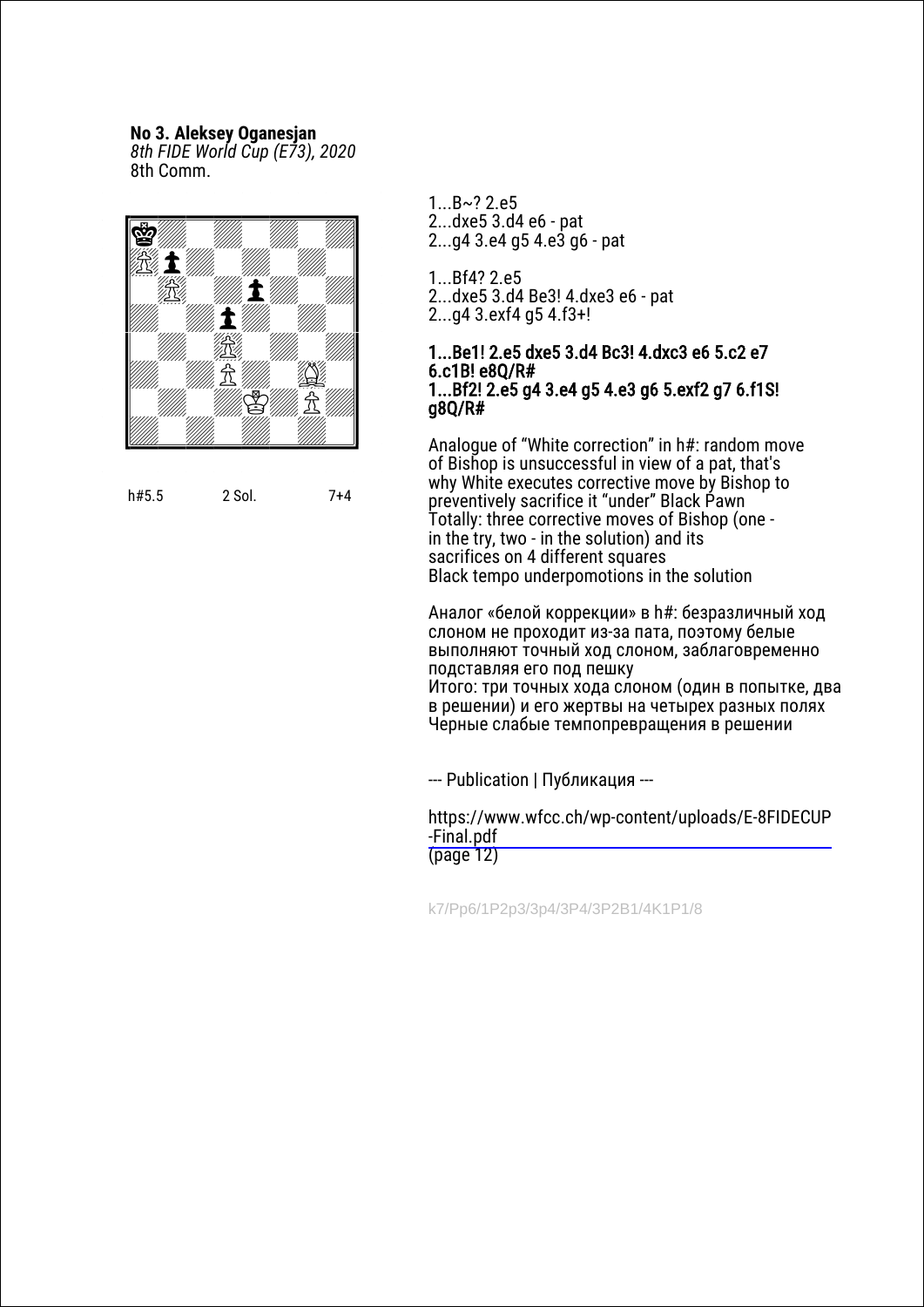**No 3. Aleksey Oganesjan**
*8th FIDE World Cup (E73), 2020*
8th Comm.

h#5.5 2 Sol. 7+4

1...B~? 2.e5
2...dxe5 3.d4 e6 - pat
2...g4 3.e4 g5 4.e3 g6 - pat

1...Bf4? 2.e5
2...dxe5 3.d4 Be3! 4.dxe3 e6 - pat
2...g4 3.exf4 g5 4.f3+!

**1...Be1! 2.e5 dxe5 3.d4 Bc3! 4.dxc3 e6 5.c2 e7 6.c1B! e8Q/R#**
**1...Bf2! 2.e5 g4 3.e4 g5 4.e3 g6 5.exf2 g7 6.f1S! g8Q/R#**

Analogue of “White correction” in h#: random move of Bishop is unsuccessful in view of a pat, that's why White executes corrective move by Bishop to preventively sacrifice it “under” Black Pawn
Totally: three corrective moves of Bishop (one - in the try, two - in the solution) and its sacrifices on 4 different squares
Black tempo underpomotions in the solution

Аналог «белой коррекции» в h#: безразличный ход слоном не проходит из-за пата, поэтому белые выполняют точный ход слоном, заблаговременно подставляя его под пешку
Итого: три точных хода слоном (один в попытке, два в решении) и его жертвы на четырех разных полях
Черные слабые темпопревращения в решении

--- Publication | Публикация ---

https://www.wfcc.ch/wp-content/uploads/E-8FIDECUP-Final.pdf
(page 12)

k7/Pp6/1P2p3/3p4/3P4/3P2B1/4K1P1/8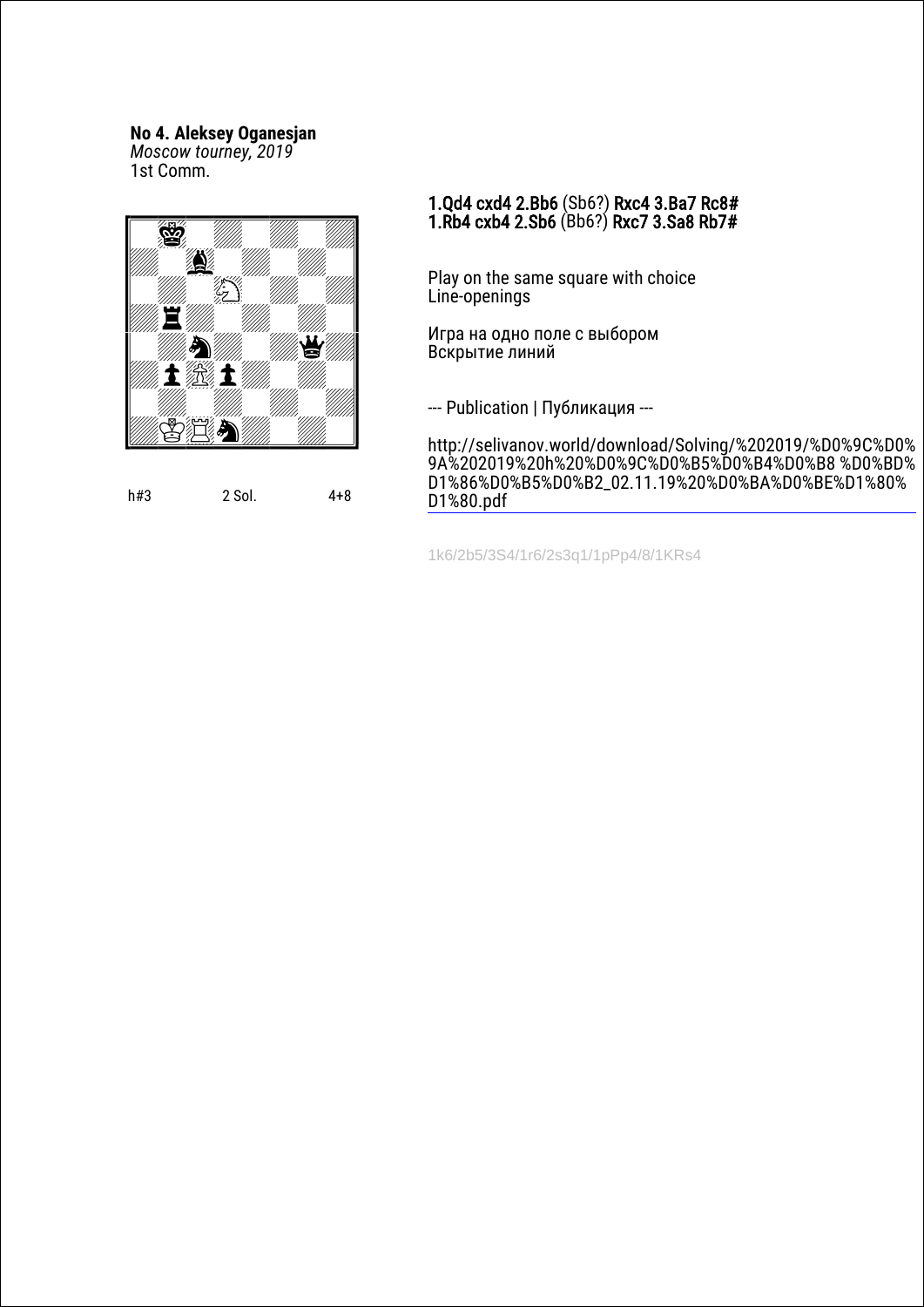**No 4. Aleksey Oganesjan**
*Moscow tourney, 2019*
1st Comm.

h#3 2 Sol. 4+8

1.Qd4 cxd4 2.Bb6 (Sb6?) Rxc4 3.Ba7 Rc8#
1.Rb4 cxb4 2.Sb6 (Bb6?) Rxc7 3.Sa8 Rb7#

Play on the same square with choice
Line-openings

Игра на одно поле с выбором
Вскрытие линий

--- Publication | Публикация ---

http://selivanov.world/download/Solving/%202019/%D0%9C%D0%9A%202019%20h%20%D0%9C%D0%B5%D0%B4%D0%B8 %D0%BD%D1%86%D0%B5%D0%B2_02.11.19%20%D0%BA%D0%BE%D1%80%D1%80.pdf

1k6/2b5/3S4/1r6/2s3q1/1pPp4/8/1KRs4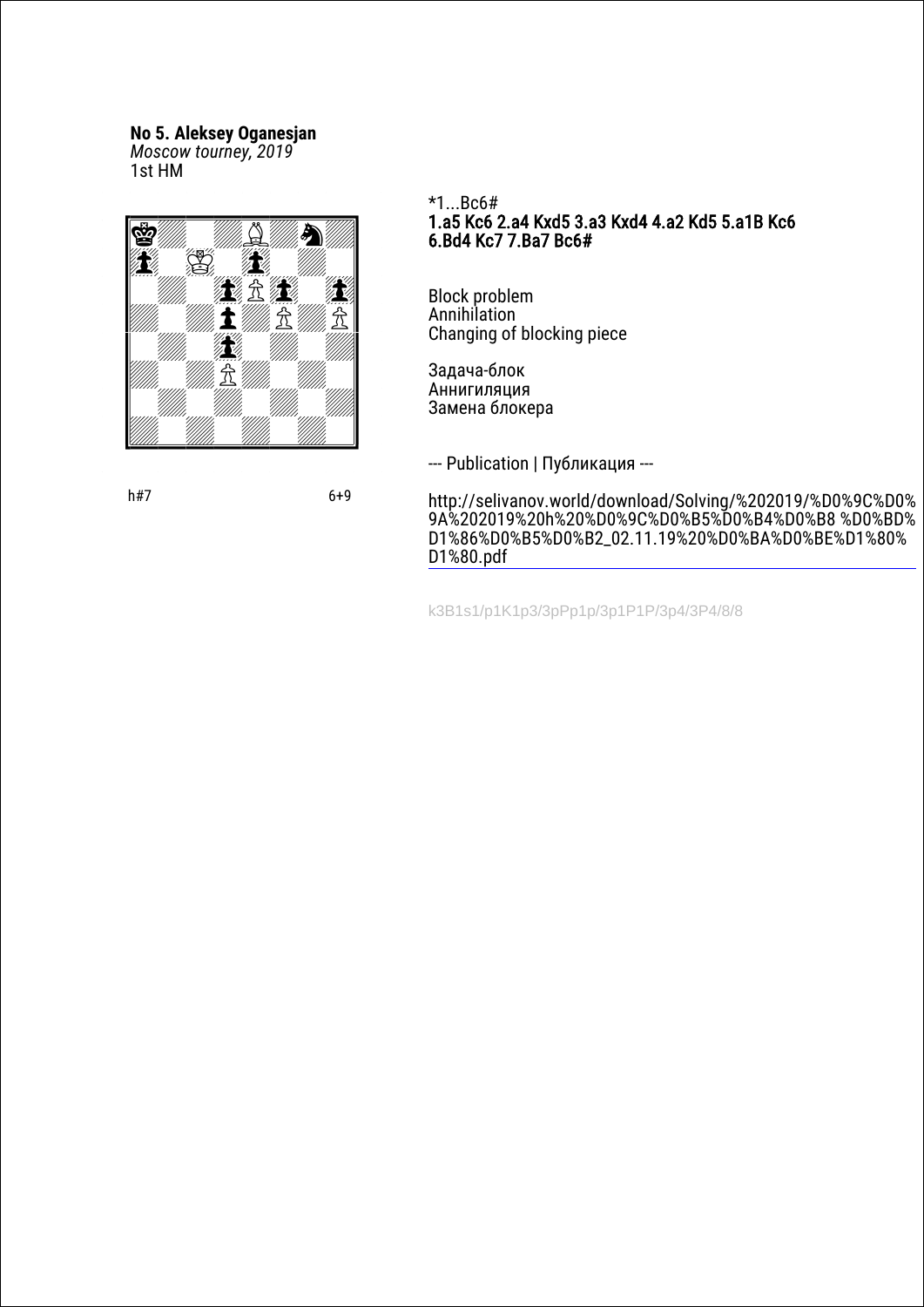**No 5. Aleksey Oganesjan**
*Moscow tourney, 2019*
1st HM

h#7 6+9

*1...Bc6#
**1.a5 Kc6 2.a4 Kxd5 3.a3 Kxd4 4.a2 Kd5 5.a1B Kc6 6.Bd4 Kc7 7.Ba7 Bc6#**

Block problem
Annihilation
Changing of blocking piece

Задача-блок
Аннигиляция
Замена блокера

--- Publication | Публикация ---

http://selivanov.world/download/Solving/%202019/%D0%9C%D0%9A%202019%20h%20%D0%9C%D0%B5%D0%B4%D0%B8 %D0%BD%D1%86%D0%B5%D0%B2_02.11.19%20%D0%BA%D0%BE%D1%80%D1%80.pdf

k3B1s1/p1K1p3/3pPp1p/3p1P1P/3p4/3P4/8/8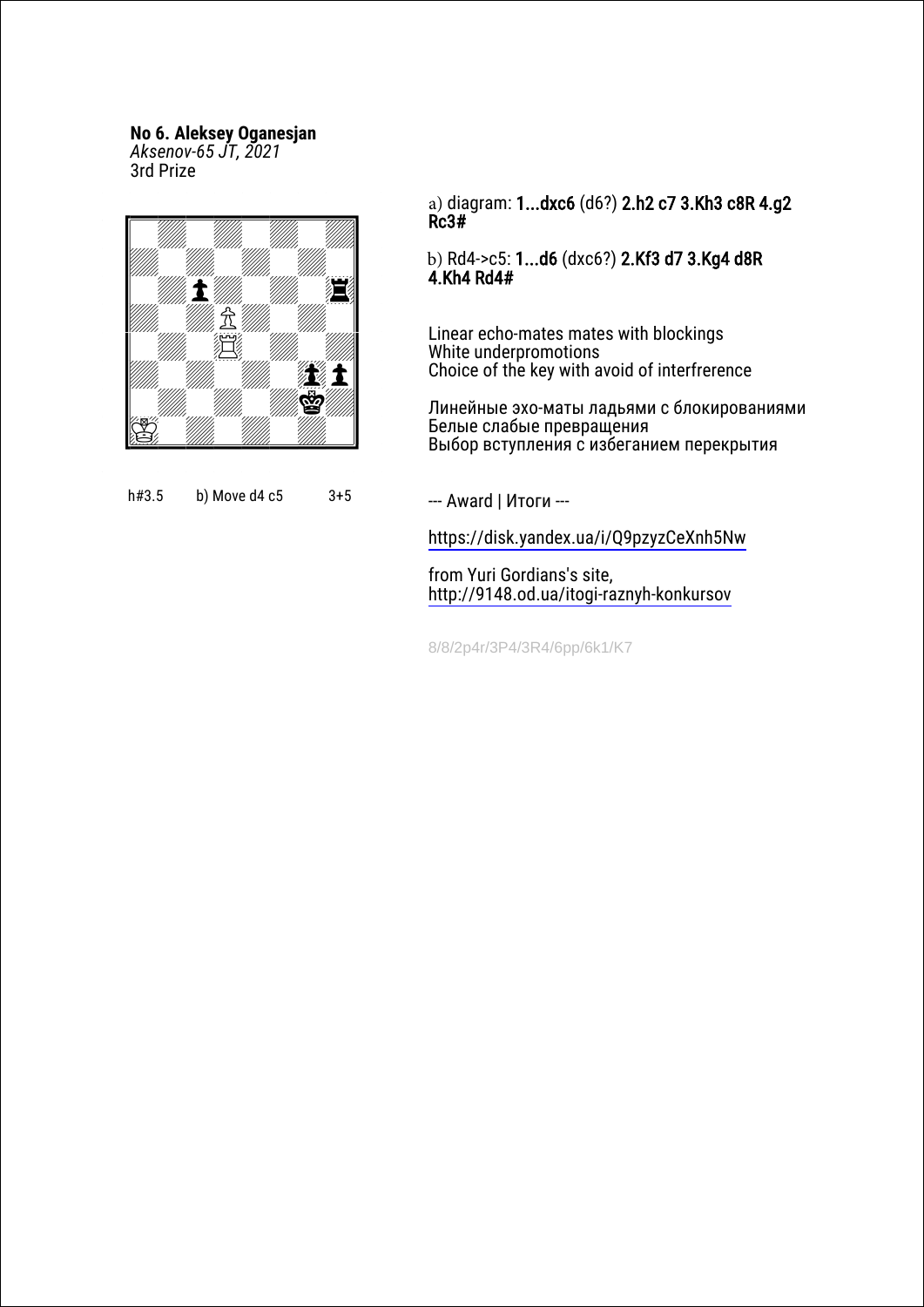**No 6. Aleksey Oganesjan**
*Aksenov-65 JT, 2021*
3rd Prize

h#3.5 b) Move d4 c5 3+5

a) diagram: 1...dxc6 (d6?) 2.h2 c7 3.Kh3 c8R 4.g2 Rc3#

b) Rd4->c5: 1...d6 (dxc6?) 2.Kf3 d7 3.Kg4 d8R 4.Kh4 Rd4#

Linear echo-mates mates with blockings
White underpromotions
Choice of the key with avoid of interfrerence

Линейные эхо-маты ладьями с блокированиями
Белые слабые превращения
Выбор вступления с избеганием перекрытия

--- Award | Итоги ---

https://disk.yandex.ua/i/Q9pzyzCeXnh5Nw

from Yuri Gordians's site,
http://9148.od.ua/itogi-raznyh-konkursov

8/8/2p4r/3P4/3R4/6pp/6k1/K7